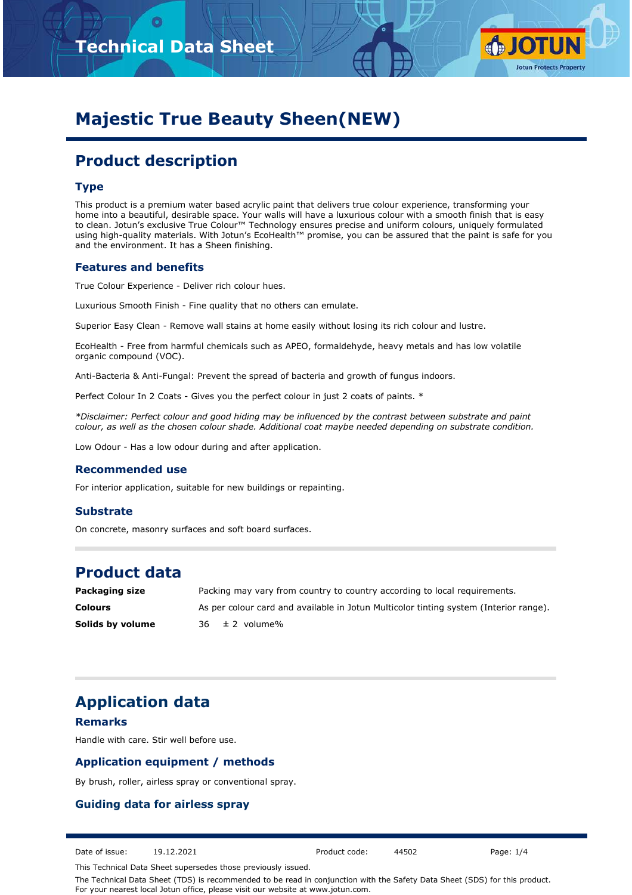# Majestic True Beauty Sheen(NEW)

## Product description

### Type

This product is a premium water based acrylic paint that delivers true colour experience, transforming your home into a beautiful, desirable space. Your walls will have a luxurious colour with a smooth finish that is easy to clean. Jotun's exclusive True Colour™ Technology ensures precise and uniform colours, uniquely formulated using high-quality materials. With Jotun's EcoHealth™ promise, you can be assured that the paint is safe for you and the environment. It has a Sheen finishing.

### Features and benefits

True Colour Experience - Deliver rich colour hues.

Luxurious Smooth Finish - Fine quality that no others can emulate.

Superior Easy Clean - Remove wall stains at home easily without losing its rich colour and lustre.

EcoHealth - Free from harmful chemicals such as APEO, formaldehyde, heavy metals and has low volatile organic compound (VOC).

Anti-Bacteria & Anti-Fungal: Prevent the spread of bacteria and growth of fungus indoors.

Perfect Colour In 2 Coats - Gives you the perfect colour in just 2 coats of paints. *

*\*Disclaimer: Perfect colour and good hiding may be influenced by the contrast between substrate and paint colour, as well as the chosen colour shade. Additional coat maybe needed depending on substrate condition.*

Low Odour - Has a low odour during and after application.

### Recommended use

For interior application, suitable for new buildings or repainting.

### Substrate

On concrete, masonry surfaces and soft board surfaces.

## Product data

| | |
|---|---|
| **Packaging size** | Packing may vary from country to country according to local requirements. |
| **Colours** | As per colour card and available in Jotun Multicolor tinting system (Interior range). |
| **Solids by volume** | 36 ± 2 volume% |

## Application data

### Remarks

Handle with care. Stir well before use.

### Application equipment / methods

By brush, roller, airless spray or conventional spray.

### Guiding data for airless spray

Date of issue: 19.12.2021 Product code: 44502

This Technical Data Sheet supersedes those previously issued.

The Technical Data Sheet (TDS) is recommended to be read in conjunction with the Safety Data Sheet (SDS) for this product. For your nearest local Jotun office, please visit our website at www.jotun.com.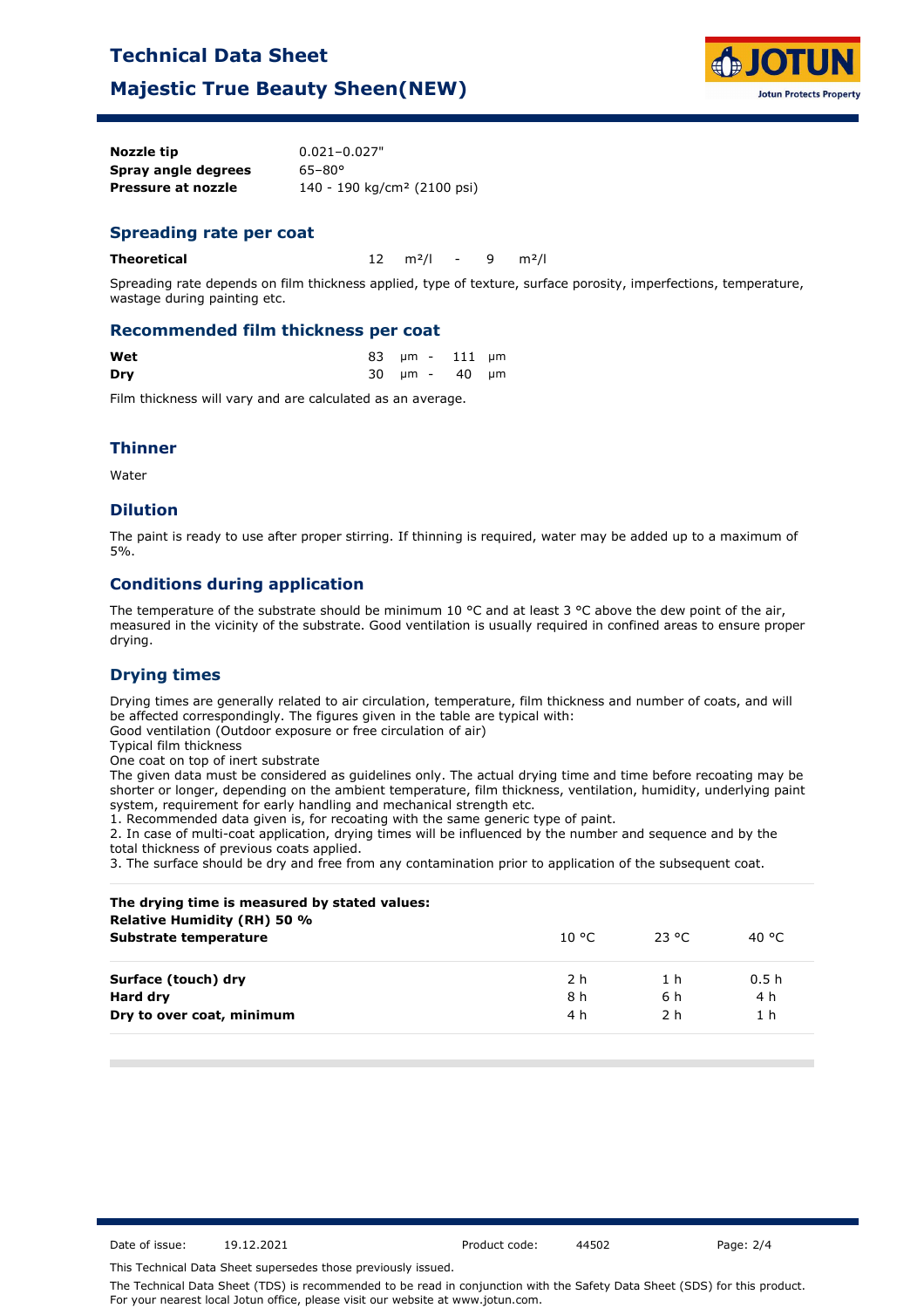| | |
|---|---|
| **Nozzle tip** | 0.021–0.027" |
| **Spray angle degrees** | 65–80° |
| **Pressure at nozzle** | 140 - 190 kg/cm² (2100 psi) |

## Spreading rate per coat

| | |
|---|---|
| **Theoretical** | 12 m²/l - 9 m²/l |

Spreading rate depends on film thickness applied, type of texture, surface porosity, imperfections, temperature, wastage during painting etc.

## Recommended film thickness per coat

| | |
|---|---|
| **Wet** | 83 µm - 111 µm |
| **Dry** | 30 µm - 40 µm |

Film thickness will vary and are calculated as an average.

## Thinner

Water

## Dilution

The paint is ready to use after proper stirring. If thinning is required, water may be added up to a maximum of 5%.

## Conditions during application

The temperature of the substrate should be minimum 10 °C and at least 3 °C above the dew point of the air, measured in the vicinity of the substrate. Good ventilation is usually required in confined areas to ensure proper drying.

## Drying times

Drying times are generally related to air circulation, temperature, film thickness and number of coats, and will be affected correspondingly. The figures given in the table are typical with:
Good ventilation (Outdoor exposure or free circulation of air)
Typical film thickness
One coat on top of inert substrate
The given data must be considered as guidelines only. The actual drying time and time before recoating may be shorter or longer, depending on the ambient temperature, film thickness, ventilation, humidity, underlying paint system, requirement for early handling and mechanical strength etc.

1. Recommended data given is, for recoating with the same generic type of paint.
2. In case of multi-coat application, drying times will be influenced by the number and sequence and by the total thickness of previous coats applied.
3. The surface should be dry and free from any contamination prior to application of the subsequent coat.

| **The drying time is measured by stated values:**<br>**Relative Humidity (RH) 50 %**<br>**Substrate temperature** | 10 °C | 23 °C | 40 °C |
|---|---|---|---|
| **Surface (touch) dry** | 2 h | 1 h | 0.5 h |
| **Hard dry** | 8 h | 6 h | 4 h |
| **Dry to over coat, minimum** | 4 h | 2 h | 1 h |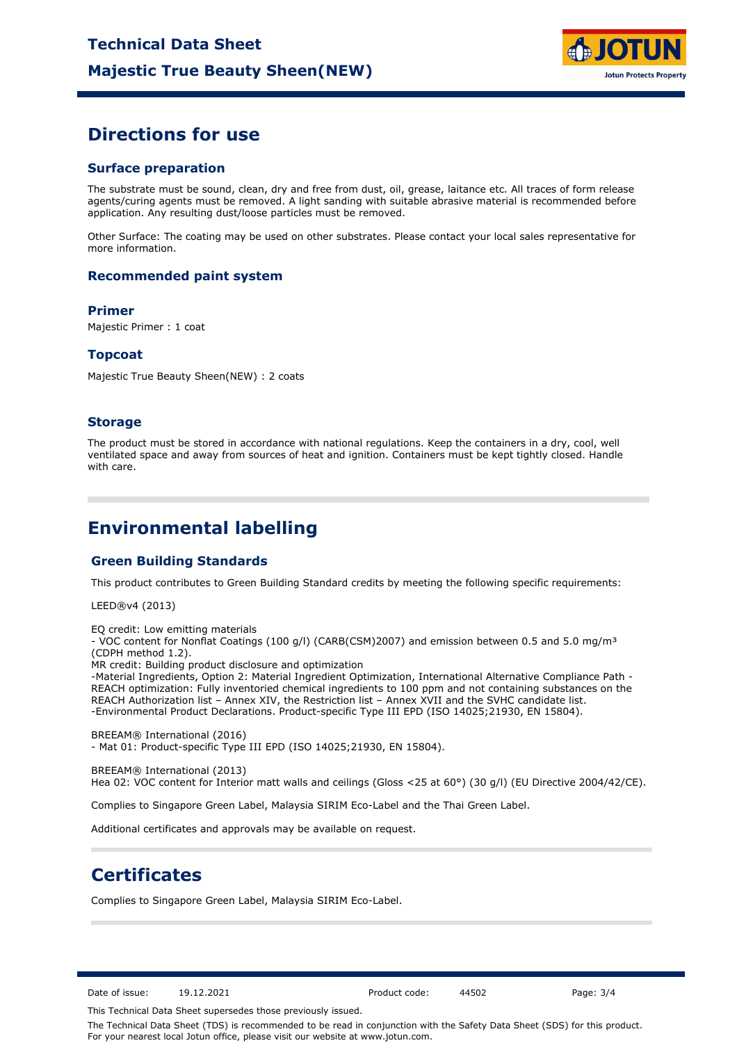# Directions for use

## Surface preparation

The substrate must be sound, clean, dry and free from dust, oil, grease, laitance etc. All traces of form release agents/curing agents must be removed. A light sanding with suitable abrasive material is recommended before application. Any resulting dust/loose particles must be removed.

Other Surface: The coating may be used on other substrates. Please contact your local sales representative for more information.

## Recommended paint system

### Primer

Majestic Primer : 1 coat

### Topcoat

Majestic True Beauty Sheen(NEW) : 2 coats

## Storage

The product must be stored in accordance with national regulations. Keep the containers in a dry, cool, well ventilated space and away from sources of heat and ignition. Containers must be kept tightly closed. Handle with care.

# Environmental labelling

## Green Building Standards

This product contributes to Green Building Standard credits by meeting the following specific requirements:

LEED®v4 (2013)

EQ credit: Low emitting materials
- VOC content for Nonflat Coatings (100 g/l) (CARB(CSM)2007) and emission between 0.5 and 5.0 mg/m³ (CDPH method 1.2).

MR credit: Building product disclosure and optimization
-Material Ingredients, Option 2: Material Ingredient Optimization, International Alternative Compliance Path - REACH optimization: Fully inventoried chemical ingredients to 100 ppm and not containing substances on the REACH Authorization list – Annex XIV, the Restriction list – Annex XVII and the SVHC candidate list.
-Environmental Product Declarations. Product-specific Type III EPD (ISO 14025;21930, EN 15804).

BREEAM® International (2016)
- Mat 01: Product-specific Type III EPD (ISO 14025;21930, EN 15804).

BREEAM® International (2013)
Hea 02: VOC content for Interior matt walls and ceilings (Gloss <25 at 60°) (30 g/l) (EU Directive 2004/42/CE).

Complies to Singapore Green Label, Malaysia SIRIM Eco-Label and the Thai Green Label.

Additional certificates and approvals may be available on request.

# Certificates

Complies to Singapore Green Label, Malaysia SIRIM Eco-Label.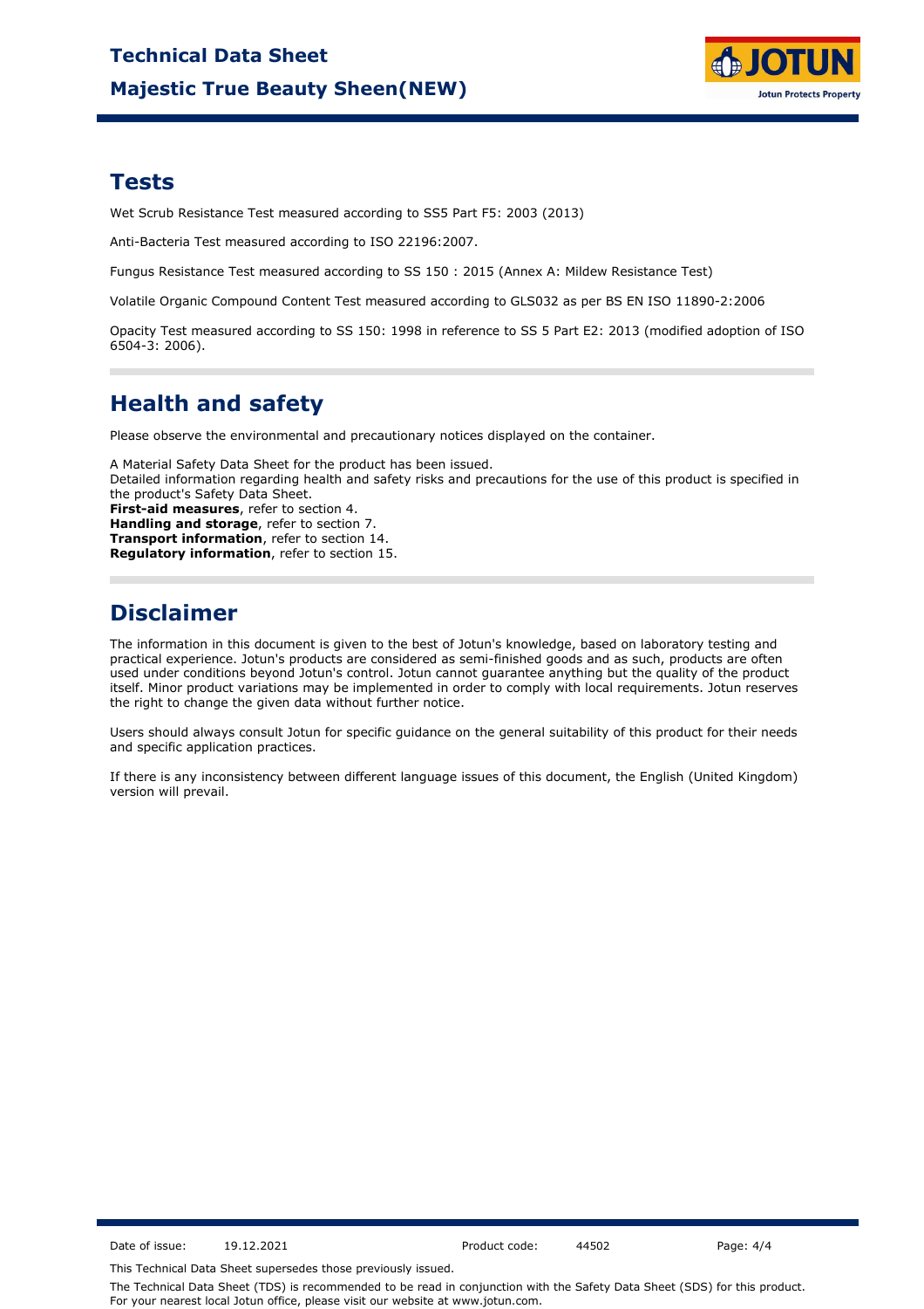## Tests

Wet Scrub Resistance Test measured according to SS5 Part F5: 2003 (2013)

Anti-Bacteria Test measured according to ISO 22196:2007.

Fungus Resistance Test measured according to SS 150 : 2015 (Annex A: Mildew Resistance Test)

Volatile Organic Compound Content Test measured according to GLS032 as per BS EN ISO 11890-2:2006

Opacity Test measured according to SS 150: 1998 in reference to SS 5 Part E2: 2013 (modified adoption of ISO 6504-3: 2006).

## Health and safety

Please observe the environmental and precautionary notices displayed on the container.

A Material Safety Data Sheet for the product has been issued.
Detailed information regarding health and safety risks and precautions for the use of this product is specified in the product's Safety Data Sheet.
**First-aid measures**, refer to section 4.
**Handling and storage**, refer to section 7.
**Transport information**, refer to section 14.
**Regulatory information**, refer to section 15.

## Disclaimer

The information in this document is given to the best of Jotun's knowledge, based on laboratory testing and practical experience. Jotun's products are considered as semi-finished goods and as such, products are often used under conditions beyond Jotun's control. Jotun cannot guarantee anything but the quality of the product itself. Minor product variations may be implemented in order to comply with local requirements. Jotun reserves the right to change the given data without further notice.

Users should always consult Jotun for specific guidance on the general suitability of this product for their needs and specific application practices.

If there is any inconsistency between different language issues of this document, the English (United Kingdom) version will prevail.